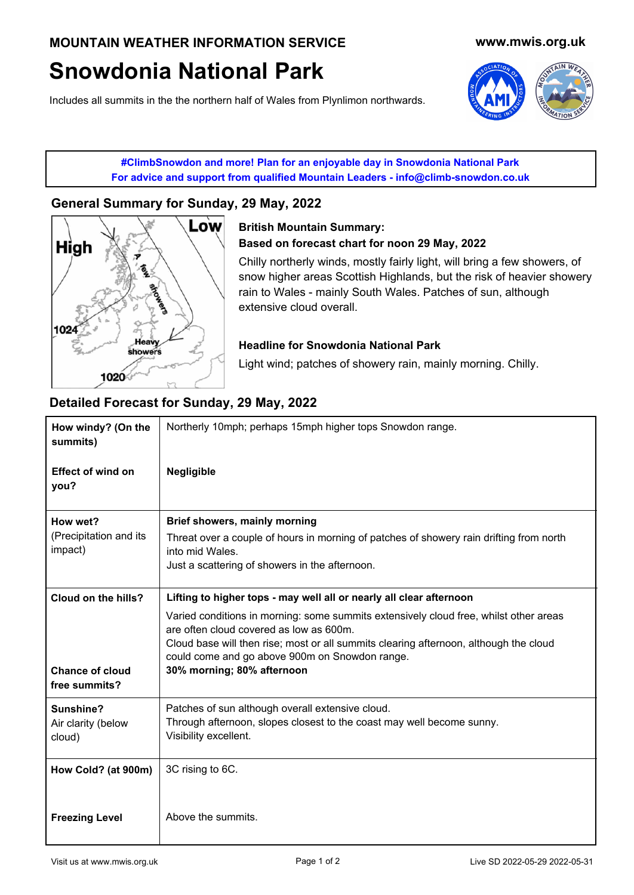**MOUNTAIN WEATHER INFORMATION SERVICE** **www.mwis.org.uk**

# Snowdonia National Park

Includes all summits in the the northern half of Wales from Plynlimon northwards.

**#ClimbSnowdon and more! Plan for an enjoyable day in Snowdonia National Park**
**For advice and support from qualified Mountain Leaders - info@climb-snowdon.co.uk**

## General Summary for Sunday, 29 May, 2022

**British Mountain Summary:**
**Based on forecast chart for noon 29 May, 2022**

Chilly northerly winds, mostly fairly light, will bring a few showers, of snow higher areas Scottish Highlands, but the risk of heavier showery rain to Wales - mainly South Wales. Patches of sun, although extensive cloud overall.

**Headline for Snowdonia National Park**

Light wind; patches of showery rain, mainly morning. Chilly.

## Detailed Forecast for Sunday, 29 May, 2022

| | |
|---|---|
| **How windy? (On the summits)** | Northerly 10mph; perhaps 15mph higher tops Snowdon range. |
| **Effect of wind on you?** | **Negligible** |
| **How wet?** (Precipitation and its impact) | **Brief showers, mainly morning**<br>Threat over a couple of hours in morning of patches of showery rain drifting from north into mid Wales.<br>Just a scattering of showers in the afternoon. |
| **Cloud on the hills?** | **Lifting to higher tops - may well all or nearly all clear afternoon**<br>Varied conditions in morning: some summits extensively cloud free, whilst other areas are often cloud covered as low as 600m.<br>Cloud base will then rise; most or all summits clearing afternoon, although the cloud could come and go above 900m on Snowdon range. |
| **Chance of cloud free summits?** | **30% morning; 80% afternoon** |
| **Sunshine?** Air clarity (below cloud) | Patches of sun although overall extensive cloud.<br>Through afternoon, slopes closest to the coast may well become sunny.<br>Visibility excellent. |
| **How Cold? (at 900m)** | 3C rising to 6C. |
| **Freezing Level** | Above the summits. |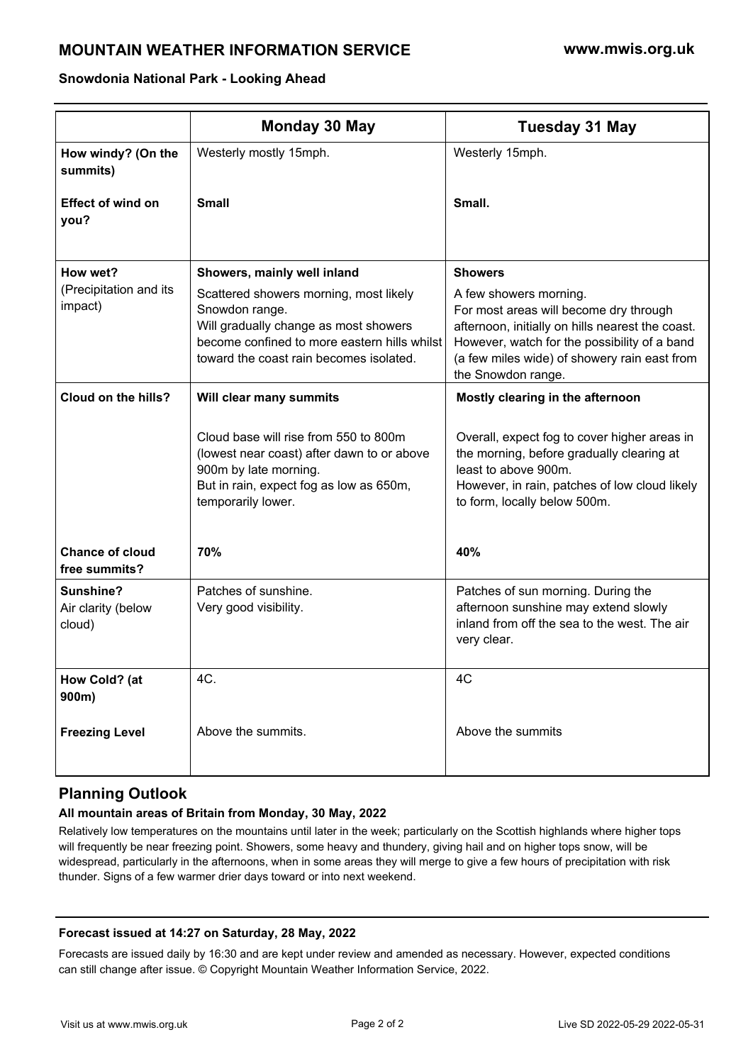## MOUNTAIN WEATHER INFORMATION SERVICE

**www.mwis.org.uk**

**Snowdonia National Park - Looking Ahead**

| | **Monday 30 May** | **Tuesday 31 May** |
|---|---|---|
| **How windy? (On the summits)** | Westerly mostly 15mph. | Westerly 15mph. |
| **Effect of wind on you?** | **Small** | **Small.** |
| **How wet?** (Precipitation and its impact) | **Showers, mainly well inland** Scattered showers morning, most likely Snowdon range. Will gradually change as most showers become confined to more eastern hills whilst toward the coast rain becomes isolated. | **Showers** A few showers morning. For most areas will become dry through afternoon, initially on hills nearest the coast. However, watch for the possibility of a band (a few miles wide) of showery rain east from the Snowdon range. |
| **Cloud on the hills?** | **Will clear many summits** Cloud base will rise from 550 to 800m (lowest near coast) after dawn to or above 900m by late morning. But in rain, expect fog as low as 650m, temporarily lower. | **Mostly clearing in the afternoon** Overall, expect fog to cover higher areas in the morning, before gradually clearing at least to above 900m. However, in rain, patches of low cloud likely to form, locally below 500m. |
| **Chance of cloud free summits?** | **70%** | **40%** |
| **Sunshine?** Air clarity (below cloud) | Patches of sunshine. Very good visibility. | Patches of sun morning. During the afternoon sunshine may extend slowly inland from off the sea to the west. The air very clear. |
| **How Cold? (at 900m)** | 4C. | 4C |
| **Freezing Level** | Above the summits. | Above the summits |

## Planning Outlook

**All mountain areas of Britain from Monday, 30 May, 2022**

Relatively low temperatures on the mountains until later in the week; particularly on the Scottish highlands where higher tops will frequently be near freezing point. Showers, some heavy and thundery, giving hail and on higher tops snow, will be widespread, particularly in the afternoons, when in some areas they will merge to give a few hours of precipitation with risk thunder. Signs of a few warmer drier days toward or into next weekend.

**Forecast issued at 14:27 on Saturday, 28 May, 2022**

Forecasts are issued daily by 16:30 and are kept under review and amended as necessary. However, expected conditions can still change after issue. © Copyright Mountain Weather Information Service, 2022.